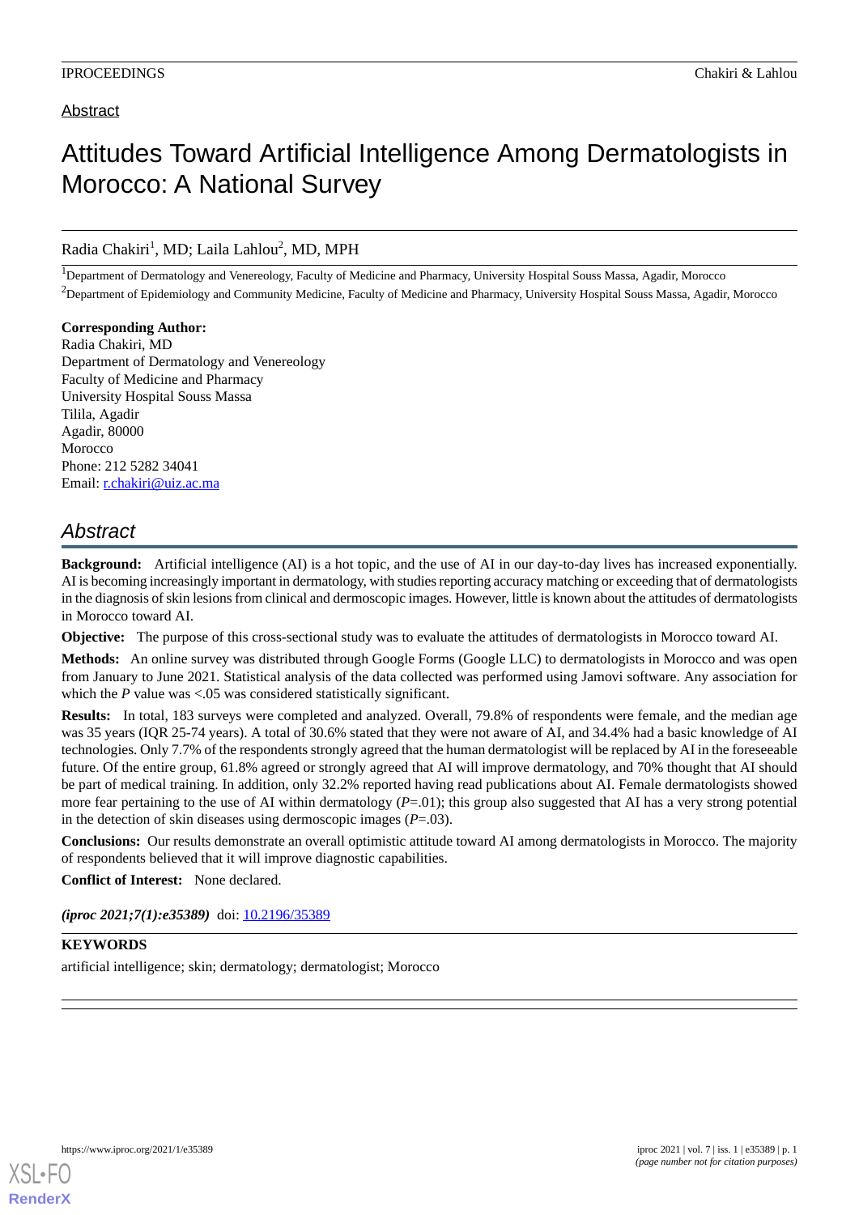Abstract

# Attitudes Toward Artificial Intelligence Among Dermatologists in Morocco: A National Survey

Radia Chakiri[1], MD; Laila Lahlou[2], MD, MPH

[1]Department of Dermatology and Venereology, Faculty of Medicine and Pharmacy, University Hospital Souss Massa, Agadir, Morocco

[2]Department of Epidemiology and Community Medicine, Faculty of Medicine and Pharmacy, University Hospital Souss Massa, Agadir, Morocco

**Corresponding Author:**
Radia Chakiri, MD
Department of Dermatology and Venereology
Faculty of Medicine and Pharmacy
University Hospital Souss Massa
Tilila, Agadir
Agadir, 80000
Morocco
Phone: 212 5282 34041
Email: r.chakiri@uiz.ac.ma

## Abstract

**Background:** Artificial intelligence (AI) is a hot topic, and the use of AI in our day-to-day lives has increased exponentially. AI is becoming increasingly important in dermatology, with studies reporting accuracy matching or exceeding that of dermatologists in the diagnosis of skin lesions from clinical and dermoscopic images. However, little is known about the attitudes of dermatologists in Morocco toward AI.

**Objective:** The purpose of this cross-sectional study was to evaluate the attitudes of dermatologists in Morocco toward AI.

**Methods:** An online survey was distributed through Google Forms (Google LLC) to dermatologists in Morocco and was open from January to June 2021. Statistical analysis of the data collected was performed using Jamovi software. Any association for which the *P* value was <.05 was considered statistically significant.

**Results:** In total, 183 surveys were completed and analyzed. Overall, 79.8% of respondents were female, and the median age was 35 years (IQR 25-74 years). A total of 30.6% stated that they were not aware of AI, and 34.4% had a basic knowledge of AI technologies. Only 7.7% of the respondents strongly agreed that the human dermatologist will be replaced by AI in the foreseeable future. Of the entire group, 61.8% agreed or strongly agreed that AI will improve dermatology, and 70% thought that AI should be part of medical training. In addition, only 32.2% reported having read publications about AI. Female dermatologists showed more fear pertaining to the use of AI within dermatology (*P*=.01); this group also suggested that AI has a very strong potential in the detection of skin diseases using dermoscopic images (*P*=.03).

**Conclusions:** Our results demonstrate an overall optimistic attitude toward AI among dermatologists in Morocco. The majority of respondents believed that it will improve diagnostic capabilities.

**Conflict of Interest:** None declared.

***(iproc 2021;7(1):e35389)*** doi: 10.2196/35389

**KEYWORDS**

artificial intelligence; skin; dermatology; dermatologist; Morocco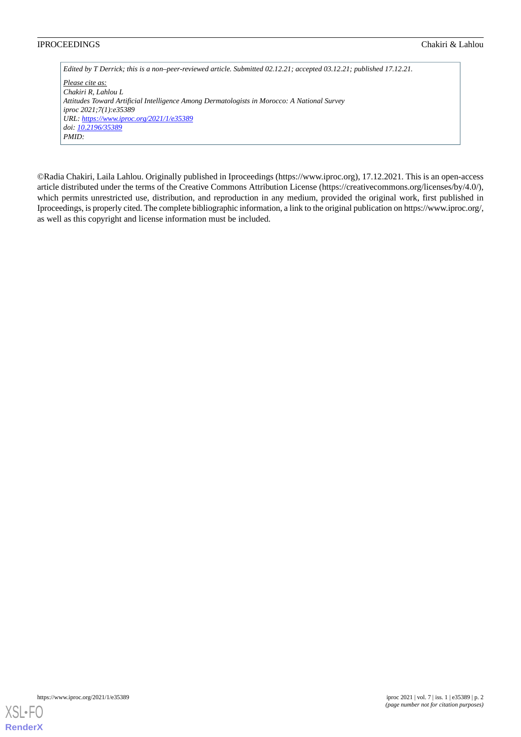*Edited by T Derrick; this is a non–peer-reviewed article. Submitted 02.12.21; accepted 03.12.21; published 17.12.21.*

*Please cite as:*
*Chakiri R, Lahlou L*
*Attitudes Toward Artificial Intelligence Among Dermatologists in Morocco: A National Survey*
*iproc 2021;7(1):e35389*
*URL: [https://www.iproc.org/2021/1/e35389](https://www.iproc.org/2021/1/e35389)*
*doi: [10.2196/35389](https://doi.org/10.2196/35389)*
*PMID:*

©Radia Chakiri, Laila Lahlou. Originally published in Iproceedings (https://www.iproc.org), 17.12.2021. This is an open-access article distributed under the terms of the Creative Commons Attribution License (https://creativecommons.org/licenses/by/4.0/), which permits unrestricted use, distribution, and reproduction in any medium, provided the original work, first published in Iproceedings, is properly cited. The complete bibliographic information, a link to the original publication on https://www.iproc.org/, as well as this copyright and license information must be included.